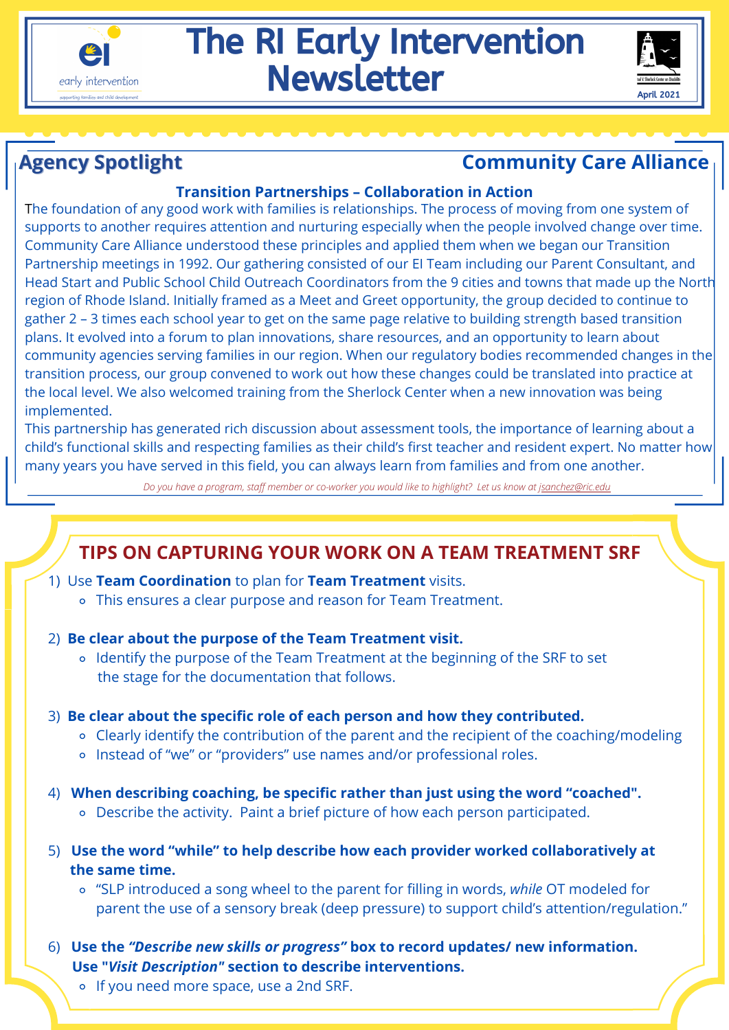# The RI Early Intervention Newsletter

April 2021

## Agency Spotlight — Community Care Alliance

### Transition Partnerships – Collaboration in Action

The foundation of any good work with families is relationships. The process of moving from one system of supports to another requires attention and nurturing especially when the people involved change over time. Community Care Alliance understood these principles and applied them when we began our Transition Partnership meetings in 1992. Our gathering consisted of our EI Team including our Parent Consultant, and Head Start and Public School Child Outreach Coordinators from the 9 cities and towns that made up the North region of Rhode Island. Initially framed as a Meet and Greet opportunity, the group decided to continue to gather 2 – 3 times each school year to get on the same page relative to building strength based transition plans. It evolved into a forum to plan innovations, share resources, and an opportunity to learn about community agencies serving families in our region. When our regulatory bodies recommended changes in the transition process, our group convened to work out how these changes could be translated into practice at the local level. We also welcomed training from the Sherlock Center when a new innovation was being implemented.

This partnership has generated rich discussion about assessment tools, the importance of learning about a child's functional skills and respecting families as their child's first teacher and resident expert. No matter how many years you have served in this field, you can always learn from families and from one another.

*Do you have a program, staff member or co-worker you would like to highlight? Let us know at jsanchez@ric.edu*

## TIPS ON CAPTURING YOUR WORK ON A TEAM TREATMENT SRF

1) Use **Team Coordination** to plan for **Team Treatment** visits.
   - This ensures a clear purpose and reason for Team Treatment.

2) **Be clear about the purpose of the Team Treatment visit.**
   - Identify the purpose of the Team Treatment at the beginning of the SRF to set the stage for the documentation that follows.

3) **Be clear about the specific role of each person and how they contributed.**
   - Clearly identify the contribution of the parent and the recipient of the coaching/modeling
   - Instead of "we" or "providers" use names and/or professional roles.

4) **When describing coaching, be specific rather than just using the word "coached".**
   - Describe the activity. Paint a brief picture of how each person participated.

5) **Use the word "while" to help describe how each provider worked collaboratively at the same time.**
   - "SLP introduced a song wheel to the parent for filling in words, *while* OT modeled for parent the use of a sensory break (deep pressure) to support child's attention/regulation."

6) **Use the *"Describe new skills or progress"* box to record updates/ new information. Use "*Visit Description*" section to describe interventions.**
   - If you need more space, use a 2nd SRF.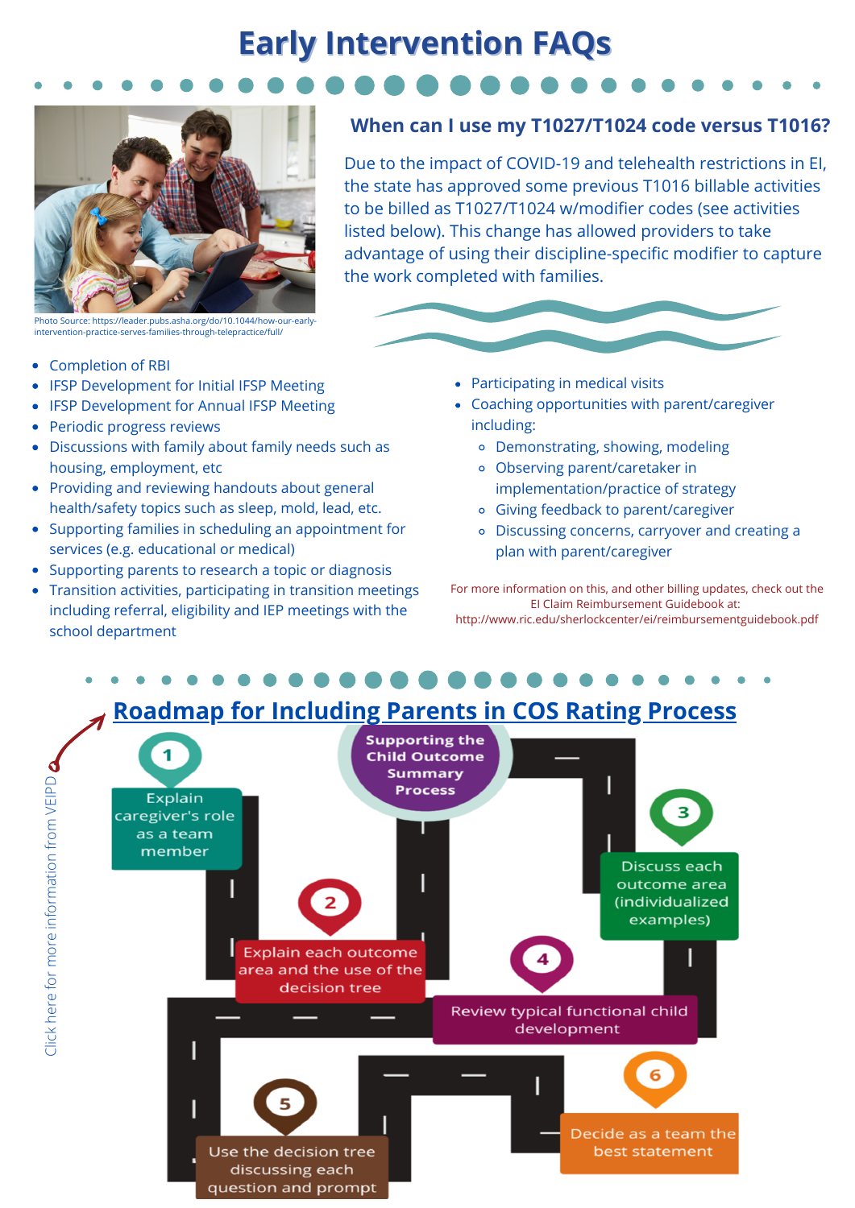# Early Intervention FAQs

Photo Source: https://leader.pubs.asha.org/do/10.1044/how-our-early-intervention-practice-serves-families-through-telepractice/full/

## When can I use my T1027/T1024 code versus T1016?

Due to the impact of COVID-19 and telehealth restrictions in EI, the state has approved some previous T1016 billable activities to be billed as T1027/T1024 w/modifier codes (see activities listed below). This change has allowed providers to take advantage of using their discipline-specific modifier to capture the work completed with families.

- Completion of RBI
- IFSP Development for Initial IFSP Meeting
- IFSP Development for Annual IFSP Meeting
- Periodic progress reviews
- Discussions with family about family needs such as housing, employment, etc
- Providing and reviewing handouts about general health/safety topics such as sleep, mold, lead, etc.
- Supporting families in scheduling an appointment for services (e.g. educational or medical)
- Supporting parents to research a topic or diagnosis
- Transition activities, participating in transition meetings including referral, eligibility and IEP meetings with the school department
- Participating in medical visits
- Coaching opportunities with parent/caregiver including:
  - Demonstrating, showing, modeling
  - Observing parent/caretaker in implementation/practice of strategy
  - Giving feedback to parent/caregiver
  - Discussing concerns, carryover and creating a plan with parent/caregiver

For more information on this, and other billing updates, check out the EI Claim Reimbursement Guidebook at: http://www.ric.edu/sherlockcenter/ei/reimbursementguidebook.pdf

## Roadmap for Including Parents in COS Rating Process

Click here for more information from VEIPD

Supporting the Child Outcome Summary Process

1. Explain caregiver's role as a team member
2. Explain each outcome area and the use of the decision tree
3. Discuss each outcome area (individualized examples)
4. Review typical functional child development
5. Use the decision tree discussing each question and prompt
6. Decide as a team the best statement